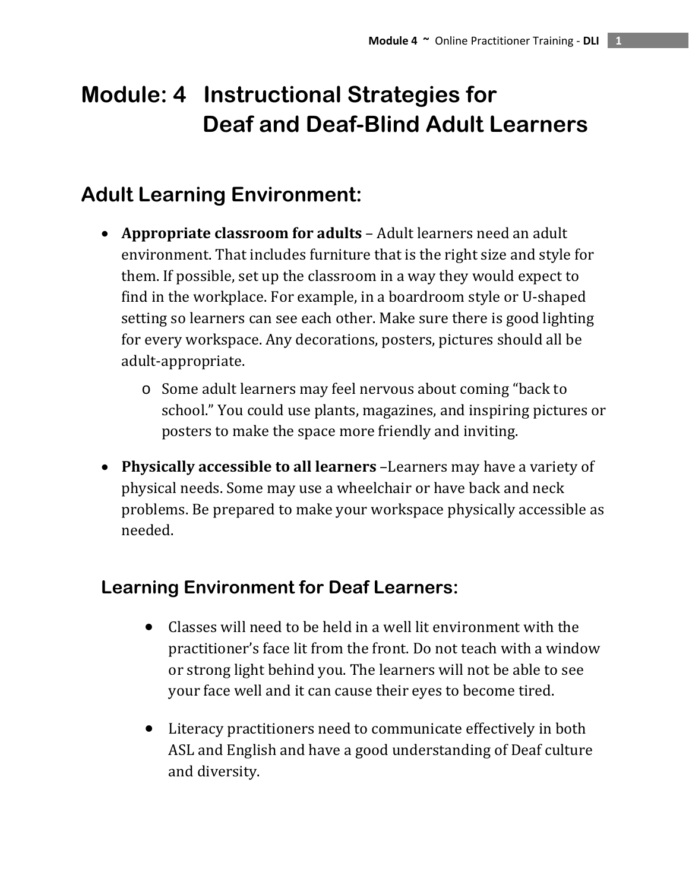# Module: 4 Instructional Strategies for Deaf and Deaf-Blind Adult Learners

## Adult Learning Environment:

- **Appropriate classroom for adults** – Adult learners need an adult environment. That includes furniture that is the right size and style for them. If possible, set up the classroom in a way they would expect to find in the workplace. For example, in a boardroom style or U-shaped setting so learners can see each other. Make sure there is good lighting for every workspace. Any decorations, posters, pictures should all be adult-appropriate.
  - Some adult learners may feel nervous about coming "back to school." You could use plants, magazines, and inspiring pictures or posters to make the space more friendly and inviting.
- **Physically accessible to all learners** –Learners may have a variety of physical needs. Some may use a wheelchair or have back and neck problems. Be prepared to make your workspace physically accessible as needed.

### Learning Environment for Deaf Learners:

- Classes will need to be held in a well lit environment with the practitioner's face lit from the front. Do not teach with a window or strong light behind you. The learners will not be able to see your face well and it can cause their eyes to become tired.
- Literacy practitioners need to communicate effectively in both ASL and English and have a good understanding of Deaf culture and diversity.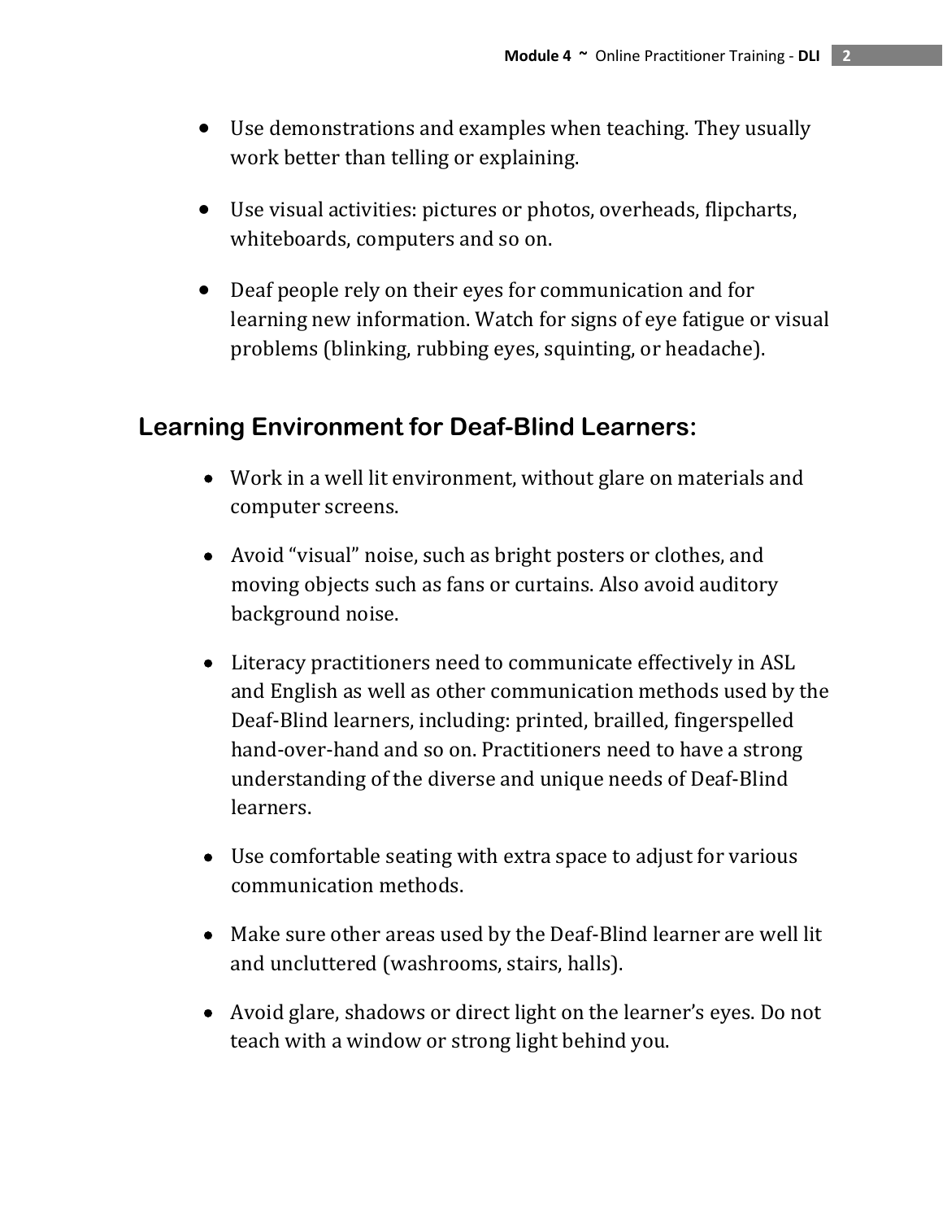- Use demonstrations and examples when teaching. They usually work better than telling or explaining.

- Use visual activities: pictures or photos, overheads, flipcharts, whiteboards, computers and so on.

- Deaf people rely on their eyes for communication and for learning new information. Watch for signs of eye fatigue or visual problems (blinking, rubbing eyes, squinting, or headache).

## Learning Environment for Deaf-Blind Learners:

- Work in a well lit environment, without glare on materials and computer screens.

- Avoid "visual" noise, such as bright posters or clothes, and moving objects such as fans or curtains. Also avoid auditory background noise.

- Literacy practitioners need to communicate effectively in ASL and English as well as other communication methods used by the Deaf-Blind learners, including: printed, brailled, fingerspelled hand-over-hand and so on. Practitioners need to have a strong understanding of the diverse and unique needs of Deaf-Blind learners.

- Use comfortable seating with extra space to adjust for various communication methods.

- Make sure other areas used by the Deaf-Blind learner are well lit and uncluttered (washrooms, stairs, halls).

- Avoid glare, shadows or direct light on the learner's eyes. Do not teach with a window or strong light behind you.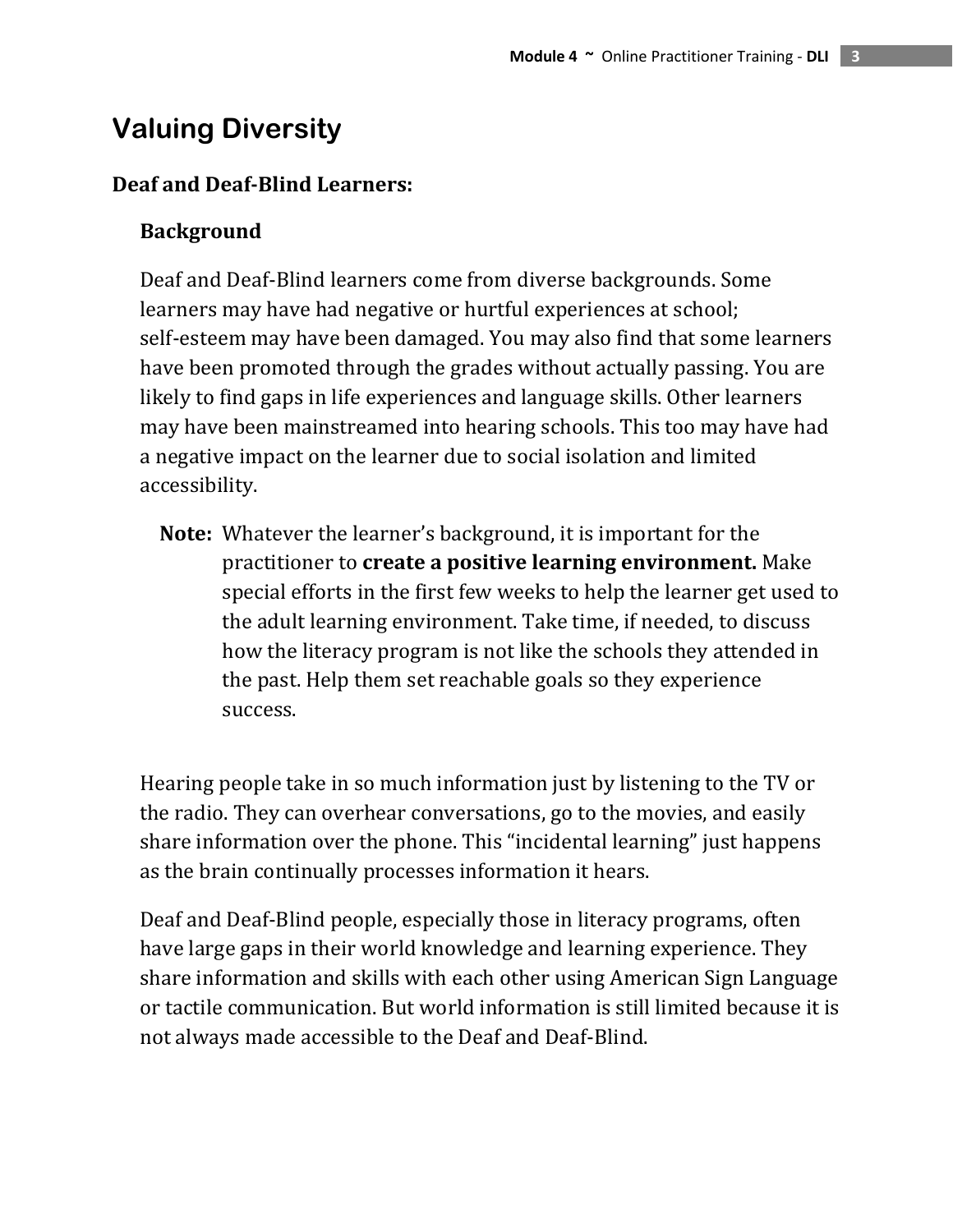# Valuing Diversity

## Deaf and Deaf-Blind Learners:

### Background

Deaf and Deaf-Blind learners come from diverse backgrounds. Some learners may have had negative or hurtful experiences at school; self-esteem may have been damaged. You may also find that some learners have been promoted through the grades without actually passing. You are likely to find gaps in life experiences and language skills. Other learners may have been mainstreamed into hearing schools. This too may have had a negative impact on the learner due to social isolation and limited accessibility.

> **Note:** Whatever the learner's background, it is important for the practitioner to **create a positive learning environment.** Make special efforts in the first few weeks to help the learner get used to the adult learning environment. Take time, if needed, to discuss how the literacy program is not like the schools they attended in the past. Help them set reachable goals so they experience success.

Hearing people take in so much information just by listening to the TV or the radio. They can overhear conversations, go to the movies, and easily share information over the phone. This "incidental learning" just happens as the brain continually processes information it hears.

Deaf and Deaf-Blind people, especially those in literacy programs, often have large gaps in their world knowledge and learning experience. They share information and skills with each other using American Sign Language or tactile communication. But world information is still limited because it is not always made accessible to the Deaf and Deaf-Blind.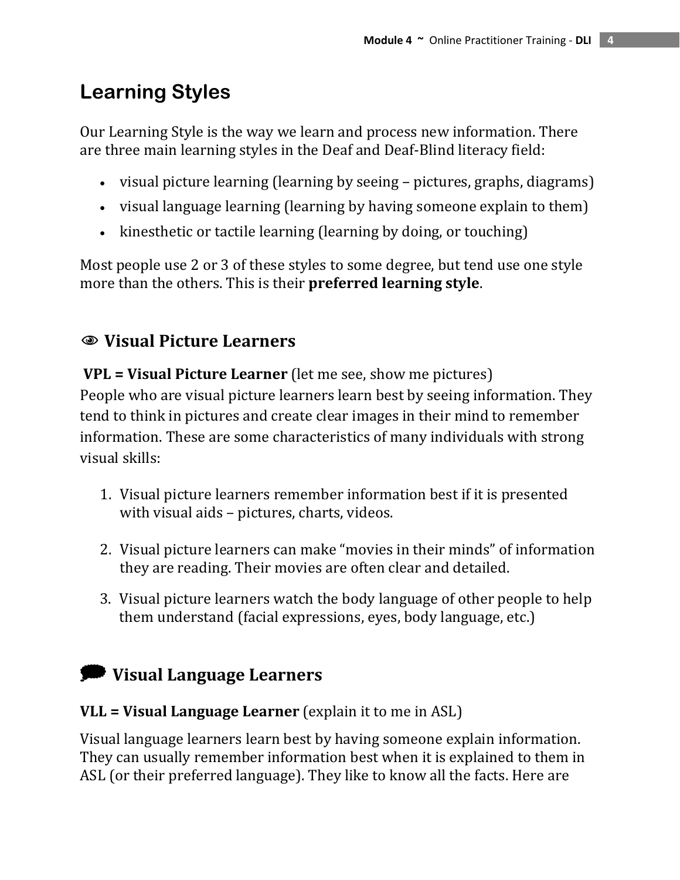## Learning Styles

Our Learning Style is the way we learn and process new information. There are three main learning styles in the Deaf and Deaf-Blind literacy field:

- visual picture learning (learning by seeing – pictures, graphs, diagrams)
- visual language learning (learning by having someone explain to them)
- kinesthetic or tactile learning (learning by doing, or touching)

Most people use 2 or 3 of these styles to some degree, but tend use one style more than the others. This is their **preferred learning style**.

### 👁 Visual Picture Learners

**VPL = Visual Picture Learner** (let me see, show me pictures)
People who are visual picture learners learn best by seeing information. They tend to think in pictures and create clear images in their mind to remember information. These are some characteristics of many individuals with strong visual skills:

1. Visual picture learners remember information best if it is presented with visual aids – pictures, charts, videos.

2. Visual picture learners can make "movies in their minds" of information they are reading. Their movies are often clear and detailed.

3. Visual picture learners watch the body language of other people to help them understand (facial expressions, eyes, body language, etc.)

### 💬 Visual Language Learners

**VLL = Visual Language Learner** (explain it to me in ASL)

Visual language learners learn best by having someone explain information. They can usually remember information best when it is explained to them in ASL (or their preferred language). They like to know all the facts. Here are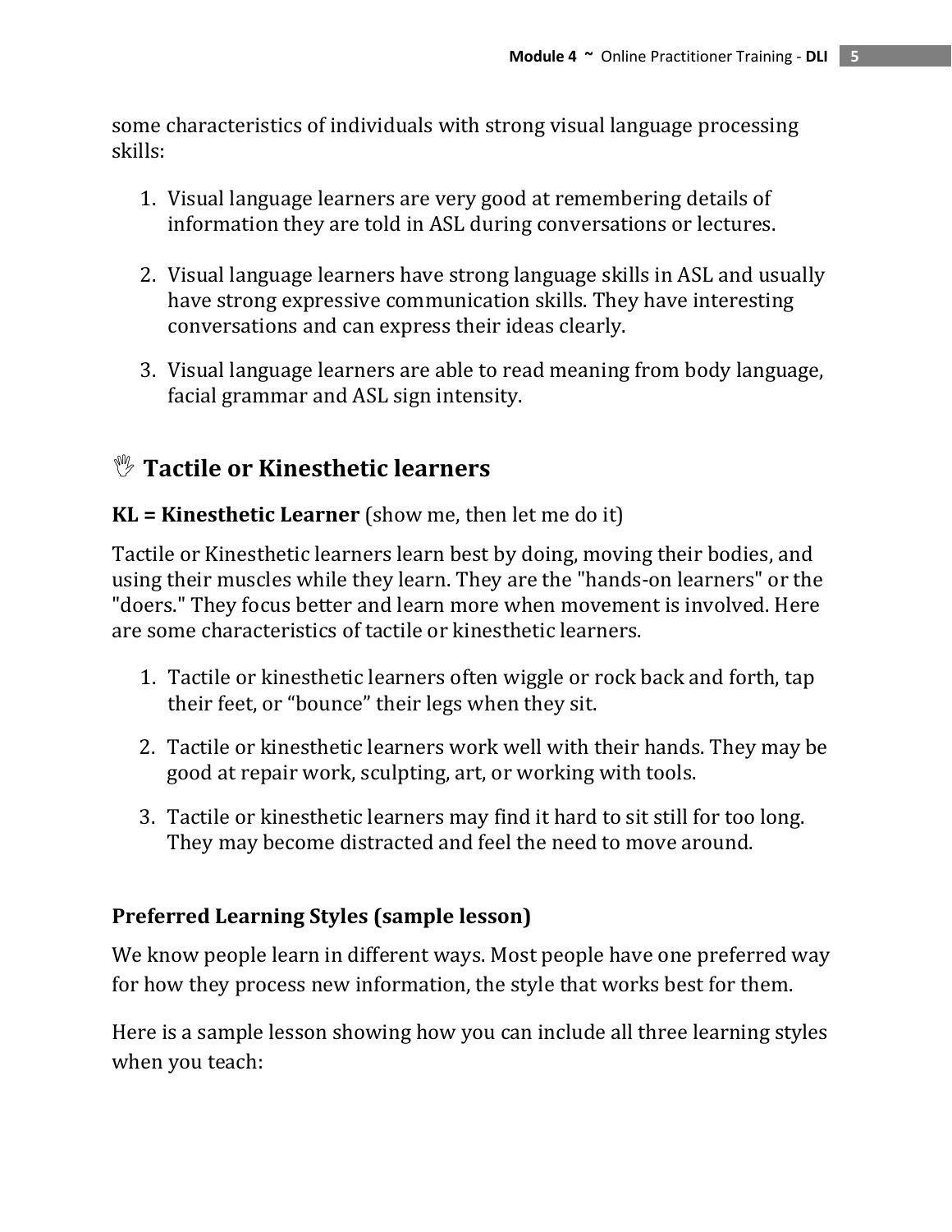some characteristics of individuals with strong visual language processing skills:

1. Visual language learners are very good at remembering details of information they are told in ASL during conversations or lectures.

2. Visual language learners have strong language skills in ASL and usually have strong expressive communication skills. They have interesting conversations and can express their ideas clearly.

3. Visual language learners are able to read meaning from body language, facial grammar and ASL sign intensity.

## ✋ Tactile or Kinesthetic learners

**KL = Kinesthetic Learner** (show me, then let me do it)

Tactile or Kinesthetic learners learn best by doing, moving their bodies, and using their muscles while they learn. They are the "hands-on learners" or the "doers." They focus better and learn more when movement is involved. Here are some characteristics of tactile or kinesthetic learners.

1. Tactile or kinesthetic learners often wiggle or rock back and forth, tap their feet, or "bounce" their legs when they sit.

2. Tactile or kinesthetic learners work well with their hands. They may be good at repair work, sculpting, art, or working with tools.

3. Tactile or kinesthetic learners may find it hard to sit still for too long. They may become distracted and feel the need to move around.

### Preferred Learning Styles (sample lesson)

We know people learn in different ways. Most people have one preferred way for how they process new information, the style that works best for them.

Here is a sample lesson showing how you can include all three learning styles when you teach: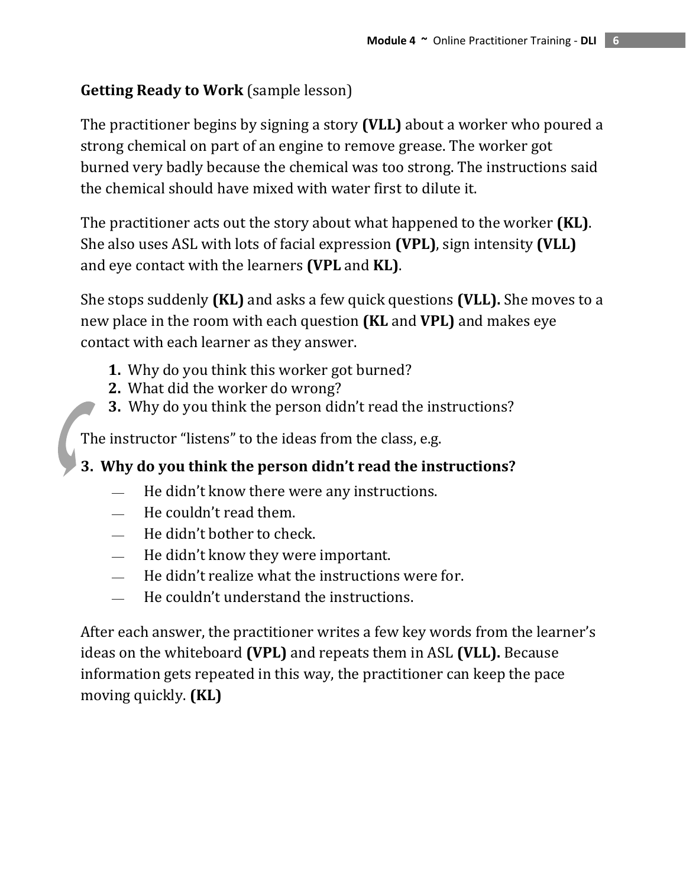**Getting Ready to Work** (sample lesson)

The practitioner begins by signing a story **(VLL)** about a worker who poured a strong chemical on part of an engine to remove grease. The worker got burned very badly because the chemical was too strong. The instructions said the chemical should have mixed with water first to dilute it.

The practitioner acts out the story about what happened to the worker **(KL)**. She also uses ASL with lots of facial expression **(VPL)**, sign intensity **(VLL)** and eye contact with the learners **(VPL** and **KL)**.

She stops suddenly **(KL)** and asks a few quick questions **(VLL).** She moves to a new place in the room with each question **(KL** and **VPL)** and makes eye contact with each learner as they answer.

1. Why do you think this worker got burned?
2. What did the worker do wrong?
3. Why do you think the person didn't read the instructions?

The instructor "listens" to the ideas from the class, e.g.

**3. Why do you think the person didn't read the instructions?**

- He didn't know there were any instructions.
- He couldn't read them.
- He didn't bother to check.
- He didn't know they were important.
- He didn't realize what the instructions were for.
- He couldn't understand the instructions.

After each answer, the practitioner writes a few key words from the learner's ideas on the whiteboard **(VPL)** and repeats them in ASL **(VLL).** Because information gets repeated in this way, the practitioner can keep the pace moving quickly. **(KL)**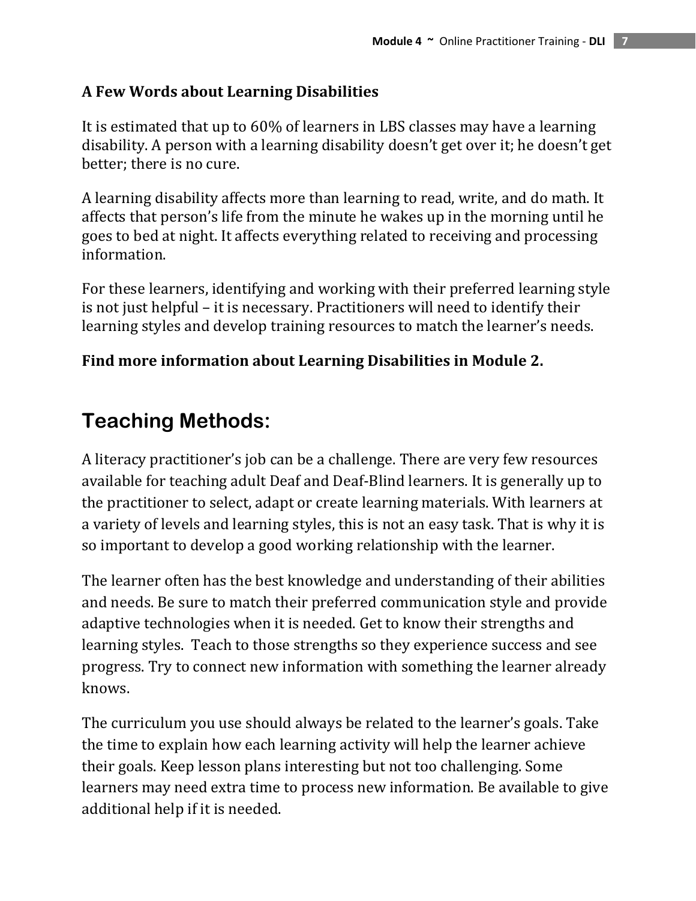**A Few Words about Learning Disabilities**

It is estimated that up to 60% of learners in LBS classes may have a learning disability. A person with a learning disability doesn't get over it; he doesn't get better; there is no cure.

A learning disability affects more than learning to read, write, and do math. It affects that person's life from the minute he wakes up in the morning until he goes to bed at night. It affects everything related to receiving and processing information.

For these learners, identifying and working with their preferred learning style is not just helpful – it is necessary. Practitioners will need to identify their learning styles and develop training resources to match the learner's needs.

**Find more information about Learning Disabilities in Module 2.**

## Teaching Methods:

A literacy practitioner's job can be a challenge. There are very few resources available for teaching adult Deaf and Deaf-Blind learners. It is generally up to the practitioner to select, adapt or create learning materials. With learners at a variety of levels and learning styles, this is not an easy task. That is why it is so important to develop a good working relationship with the learner.

The learner often has the best knowledge and understanding of their abilities and needs. Be sure to match their preferred communication style and provide adaptive technologies when it is needed. Get to know their strengths and learning styles. Teach to those strengths so they experience success and see progress. Try to connect new information with something the learner already knows.

The curriculum you use should always be related to the learner's goals. Take the time to explain how each learning activity will help the learner achieve their goals. Keep lesson plans interesting but not too challenging. Some learners may need extra time to process new information. Be available to give additional help if it is needed.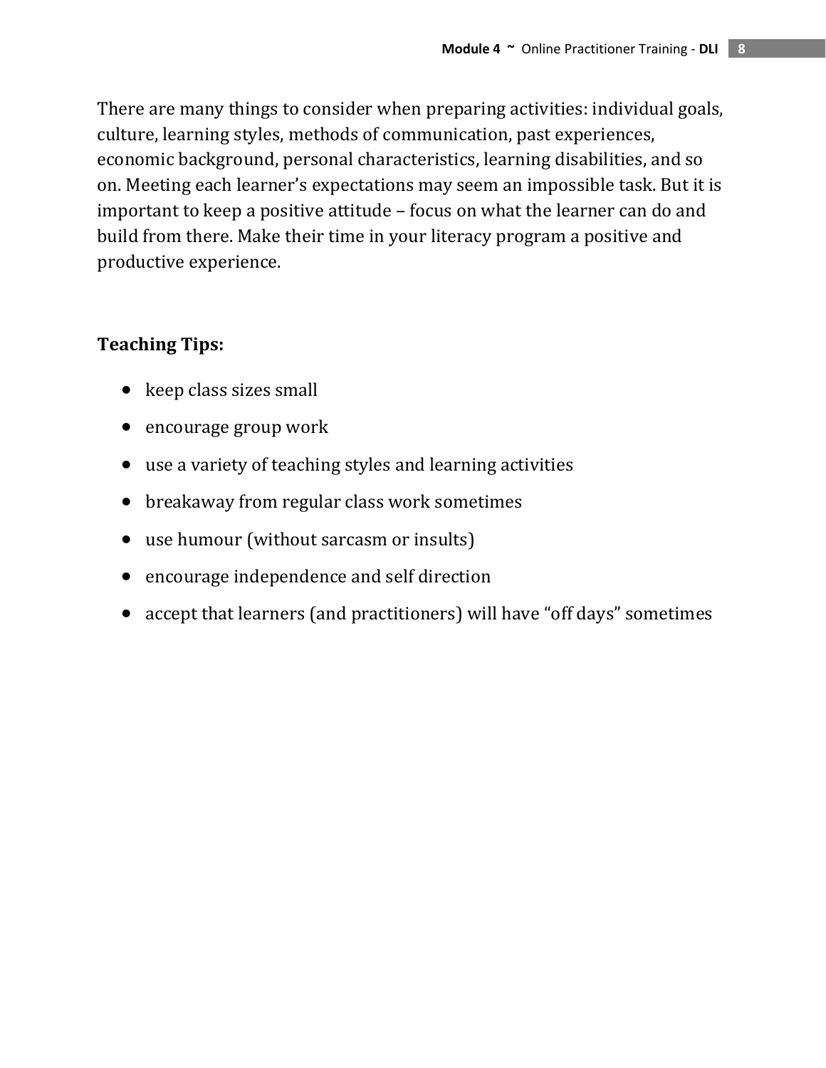There are many things to consider when preparing activities: individual goals, culture, learning styles, methods of communication, past experiences, economic background, personal characteristics, learning disabilities, and so on. Meeting each learner's expectations may seem an impossible task. But it is important to keep a positive attitude – focus on what the learner can do and build from there. Make their time in your literacy program a positive and productive experience.

**Teaching Tips:**

- keep class sizes small
- encourage group work
- use a variety of teaching styles and learning activities
- breakaway from regular class work sometimes
- use humour (without sarcasm or insults)
- encourage independence and self direction
- accept that learners (and practitioners) will have "off days" sometimes